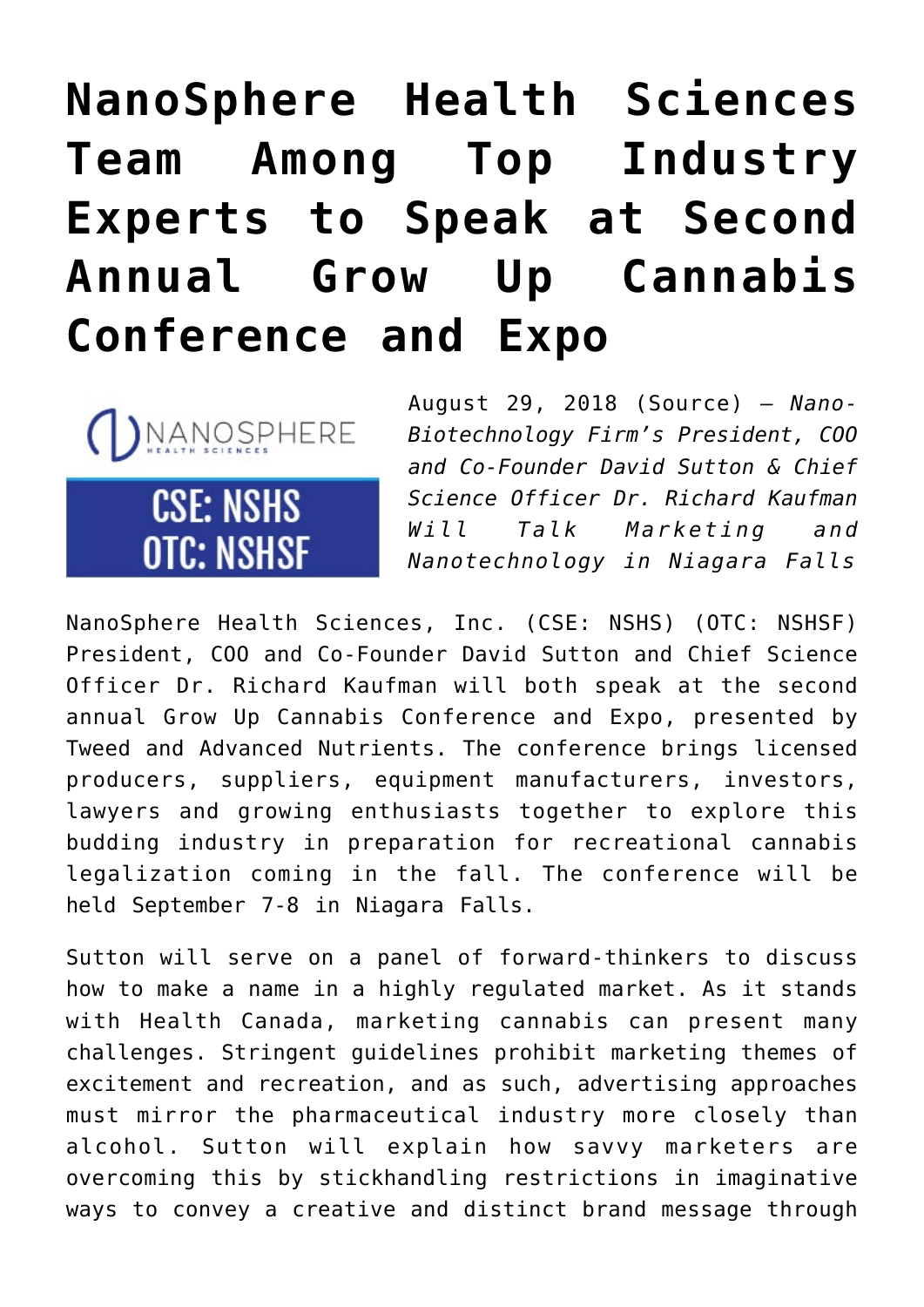# NanoSphere Health Sciences Team Among Top Industry Experts to Speak at Second Annual Grow Up Cannabis Conference and Expo

August 29, 2018 (Source) — *Nano-Biotechnology Firm's President, COO and Co-Founder David Sutton & Chief Science Officer Dr. Richard Kaufman Will Talk Marketing and Nanotechnology in Niagara Falls*

NanoSphere Health Sciences, Inc. (CSE: NSHS) (OTC: NSHSF) President, COO and Co-Founder David Sutton and Chief Science Officer Dr. Richard Kaufman will both speak at the second annual Grow Up Cannabis Conference and Expo, presented by Tweed and Advanced Nutrients. The conference brings licensed producers, suppliers, equipment manufacturers, investors, lawyers and growing enthusiasts together to explore this budding industry in preparation for recreational cannabis legalization coming in the fall. The conference will be held September 7-8 in Niagara Falls.

Sutton will serve on a panel of forward-thinkers to discuss how to make a name in a highly regulated market. As it stands with Health Canada, marketing cannabis can present many challenges. Stringent guidelines prohibit marketing themes of excitement and recreation, and as such, advertising approaches must mirror the pharmaceutical industry more closely than alcohol. Sutton will explain how savvy marketers are overcoming this by stickhandling restrictions in imaginative ways to convey a creative and distinct brand message through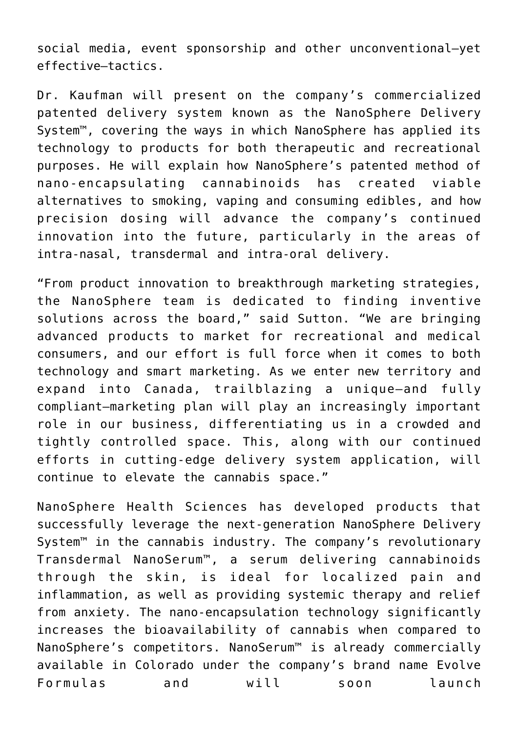social media, event sponsorship and other unconventional—yet effective—tactics.

Dr. Kaufman will present on the company's commercialized patented delivery system known as the NanoSphere Delivery System™, covering the ways in which NanoSphere has applied its technology to products for both therapeutic and recreational purposes. He will explain how NanoSphere's patented method of nano-encapsulating cannabinoids has created viable alternatives to smoking, vaping and consuming edibles, and how precision dosing will advance the company's continued innovation into the future, particularly in the areas of intra-nasal, transdermal and intra-oral delivery.

"From product innovation to breakthrough marketing strategies, the NanoSphere team is dedicated to finding inventive solutions across the board," said Sutton. "We are bringing advanced products to market for recreational and medical consumers, and our effort is full force when it comes to both technology and smart marketing. As we enter new territory and expand into Canada, trailblazing a unique—and fully compliant—marketing plan will play an increasingly important role in our business, differentiating us in a crowded and tightly controlled space. This, along with our continued efforts in cutting-edge delivery system application, will continue to elevate the cannabis space."

NanoSphere Health Sciences has developed products that successfully leverage the next-generation NanoSphere Delivery System™ in the cannabis industry. The company's revolutionary Transdermal NanoSerum™, a serum delivering cannabinoids through the skin, is ideal for localized pain and inflammation, as well as providing systemic therapy and relief from anxiety. The nano-encapsulation technology significantly increases the bioavailability of cannabis when compared to NanoSphere's competitors. NanoSerum™ is already commercially available in Colorado under the company's brand name Evolve Formulas and will soon launch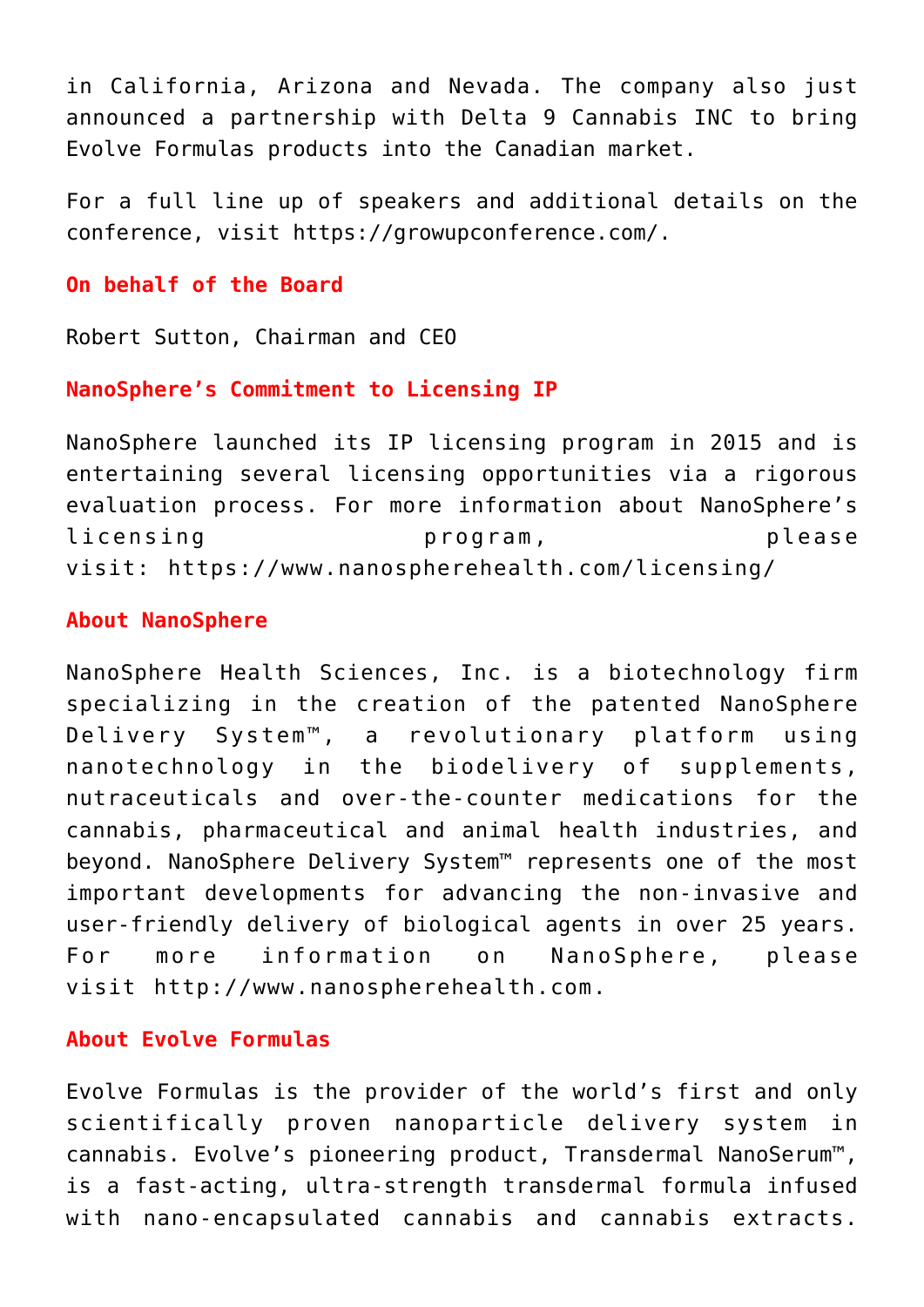in California, Arizona and Nevada. The company also just announced a partnership with Delta 9 Cannabis INC to bring Evolve Formulas products into the Canadian market.

For a full line up of speakers and additional details on the conference, visit https://growupconference.com/.

**On behalf of the Board**

Robert Sutton, Chairman and CEO

**NanoSphere's Commitment to Licensing IP**

NanoSphere launched its IP licensing program in 2015 and is entertaining several licensing opportunities via a rigorous evaluation process. For more information about NanoSphere's licensing program, please visit: https://www.nanospherehealth.com/licensing/

**About NanoSphere**

NanoSphere Health Sciences, Inc. is a biotechnology firm specializing in the creation of the patented NanoSphere Delivery System™, a revolutionary platform using nanotechnology in the biodelivery of supplements, nutraceuticals and over-the-counter medications for the cannabis, pharmaceutical and animal health industries, and beyond. NanoSphere Delivery System™ represents one of the most important developments for advancing the non-invasive and user-friendly delivery of biological agents in over 25 years. For more information on NanoSphere, please visit http://www.nanospherehealth.com.

**About Evolve Formulas**

Evolve Formulas is the provider of the world's first and only scientifically proven nanoparticle delivery system in cannabis. Evolve's pioneering product, Transdermal NanoSerum™, is a fast-acting, ultra-strength transdermal formula infused with nano-encapsulated cannabis and cannabis extracts.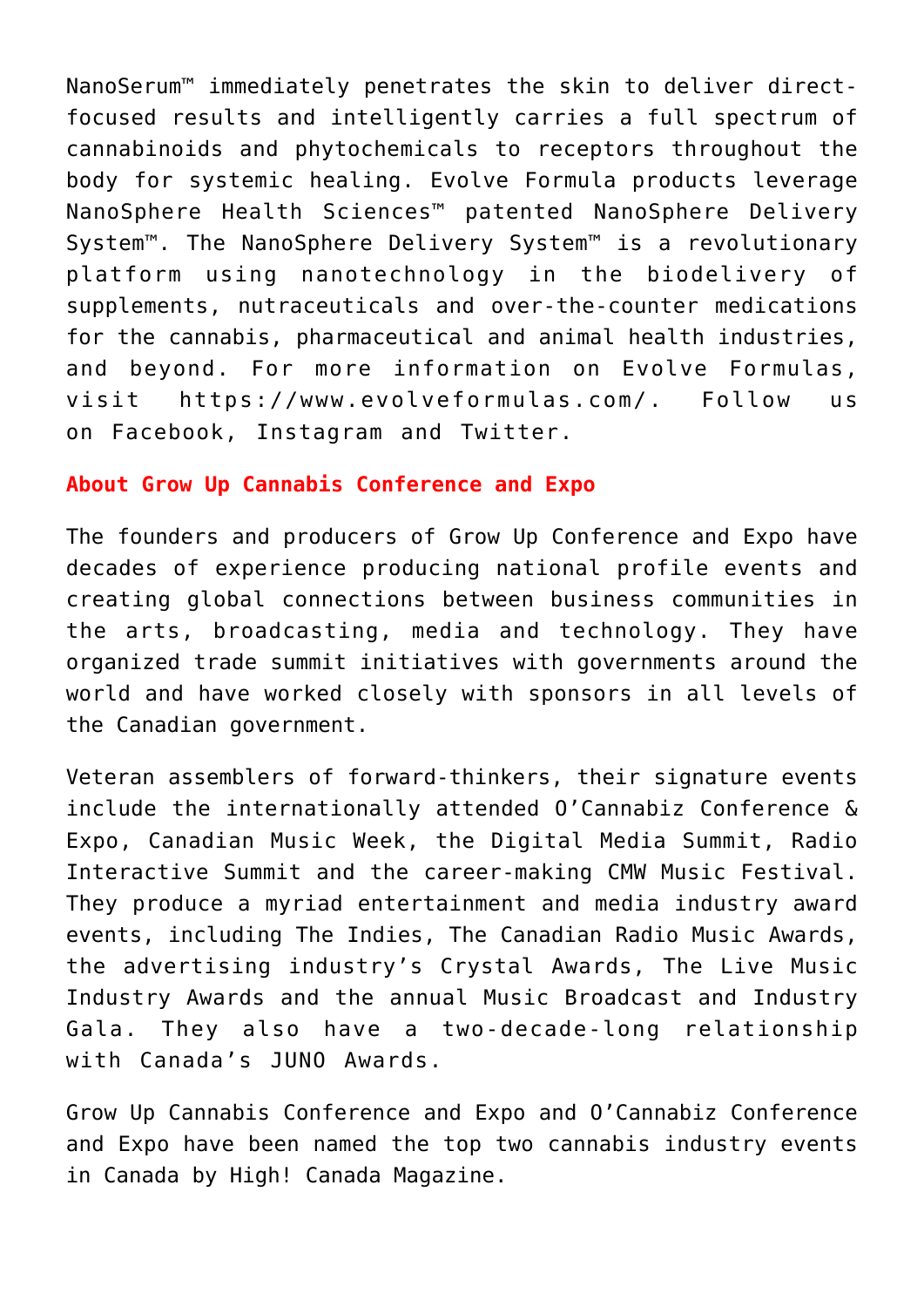NanoSerum™ immediately penetrates the skin to deliver direct-focused results and intelligently carries a full spectrum of cannabinoids and phytochemicals to receptors throughout the body for systemic healing. Evolve Formula products leverage NanoSphere Health Sciences™ patented NanoSphere Delivery System™. The NanoSphere Delivery System™ is a revolutionary platform using nanotechnology in the biodelivery of supplements, nutraceuticals and over-the-counter medications for the cannabis, pharmaceutical and animal health industries, and beyond. For more information on Evolve Formulas, visit https://www.evolveformulas.com/. Follow us on Facebook, Instagram and Twitter.

**About Grow Up Cannabis Conference and Expo**

The founders and producers of Grow Up Conference and Expo have decades of experience producing national profile events and creating global connections between business communities in the arts, broadcasting, media and technology. They have organized trade summit initiatives with governments around the world and have worked closely with sponsors in all levels of the Canadian government.

Veteran assemblers of forward-thinkers, their signature events include the internationally attended O'Cannabiz Conference & Expo, Canadian Music Week, the Digital Media Summit, Radio Interactive Summit and the career-making CMW Music Festival. They produce a myriad entertainment and media industry award events, including The Indies, The Canadian Radio Music Awards, the advertising industry's Crystal Awards, The Live Music Industry Awards and the annual Music Broadcast and Industry Gala. They also have a two-decade-long relationship with Canada's JUNO Awards.

Grow Up Cannabis Conference and Expo and O'Cannabiz Conference and Expo have been named the top two cannabis industry events in Canada by High! Canada Magazine.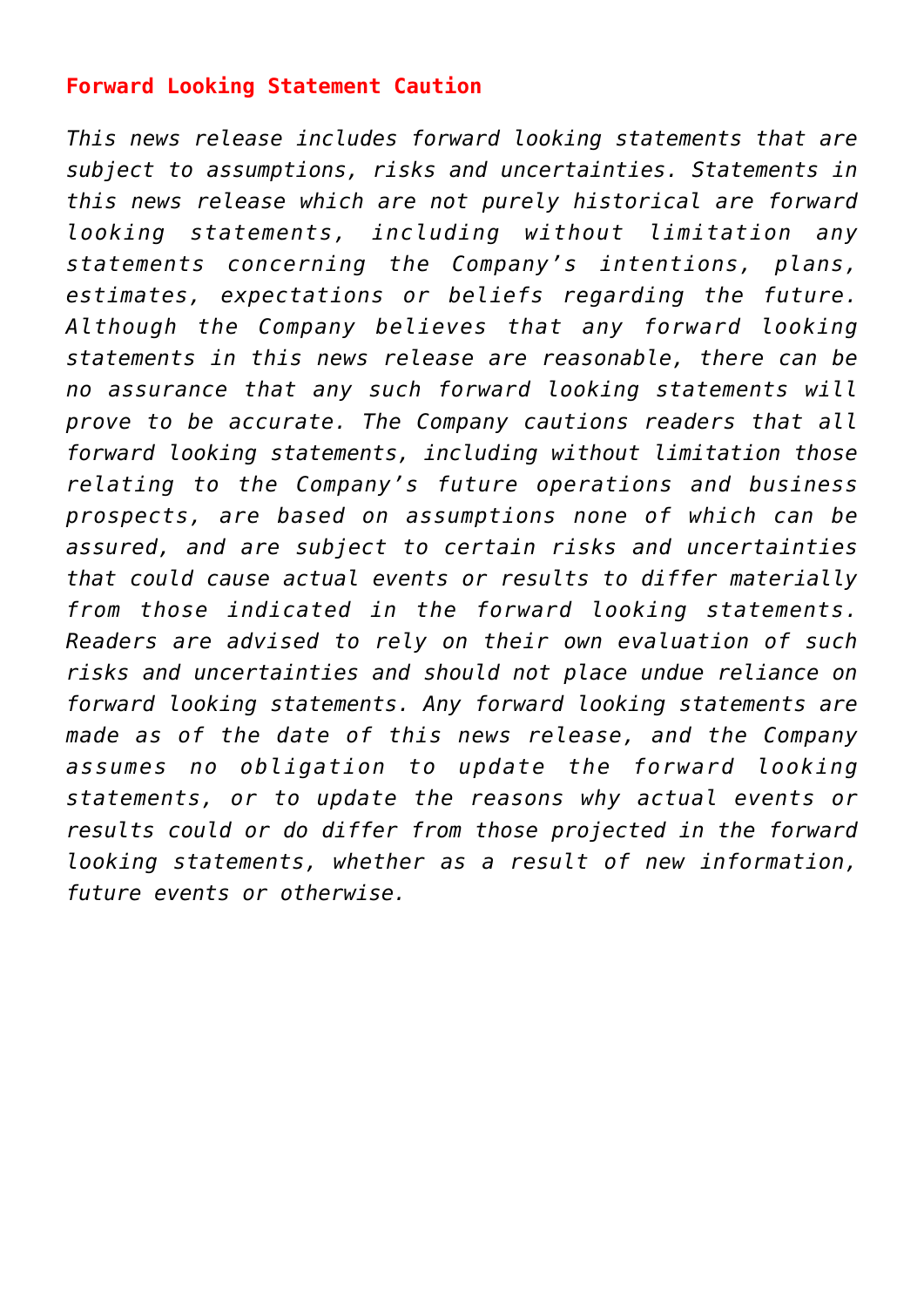**Forward Looking Statement Caution**

*This news release includes forward looking statements that are subject to assumptions, risks and uncertainties. Statements in this news release which are not purely historical are forward looking statements, including without limitation any statements concerning the Company's intentions, plans, estimates, expectations or beliefs regarding the future. Although the Company believes that any forward looking statements in this news release are reasonable, there can be no assurance that any such forward looking statements will prove to be accurate. The Company cautions readers that all forward looking statements, including without limitation those relating to the Company's future operations and business prospects, are based on assumptions none of which can be assured, and are subject to certain risks and uncertainties that could cause actual events or results to differ materially from those indicated in the forward looking statements. Readers are advised to rely on their own evaluation of such risks and uncertainties and should not place undue reliance on forward looking statements. Any forward looking statements are made as of the date of this news release, and the Company assumes no obligation to update the forward looking statements, or to update the reasons why actual events or results could or do differ from those projected in the forward looking statements, whether as a result of new information, future events or otherwise.*